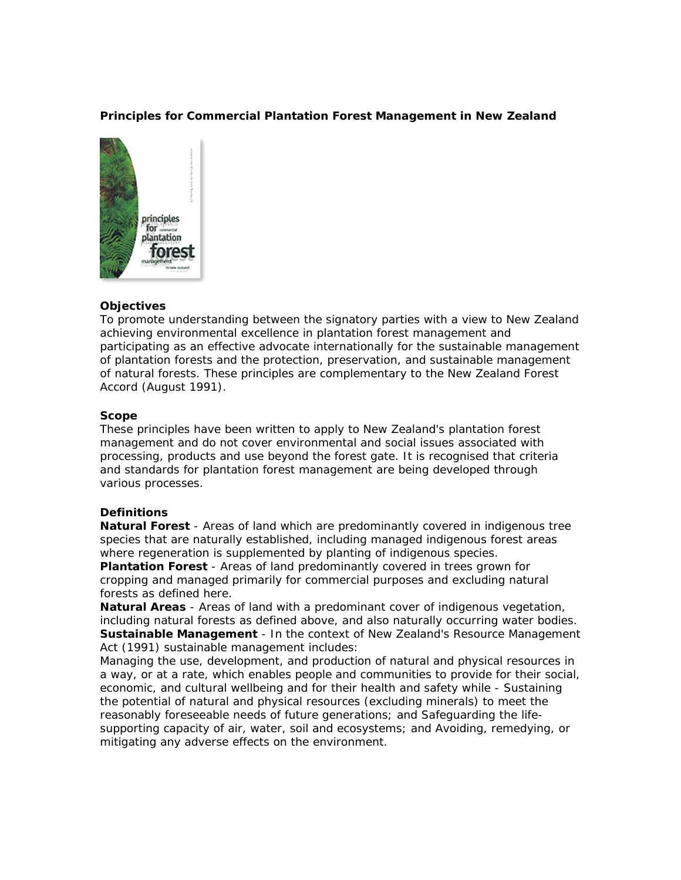# Principles for Commercial Plantation Forest Management in New Zealand

### Objectives

To promote understanding between the signatory parties with a view to New Zealand achieving environmental excellence in plantation forest management and participating as an effective advocate internationally for the sustainable management of plantation forests and the protection, preservation, and sustainable management of natural forests. These principles are complementary to the New Zealand Forest Accord (August 1991).

### Scope

These principles have been written to apply to New Zealand's plantation forest management and do not cover environmental and social issues associated with processing, products and use beyond the forest gate. It is recognised that criteria and standards for plantation forest management are being developed through various processes.

### Definitions

**Natural Forest** - Areas of land which are predominantly covered in indigenous tree species that are naturally established, including managed indigenous forest areas where regeneration is supplemented by planting of indigenous species.

**Plantation Forest** - Areas of land predominantly covered in trees grown for cropping and managed primarily for commercial purposes and excluding natural forests as defined here.

**Natural Areas** - Areas of land with a predominant cover of indigenous vegetation, including natural forests as defined above, and also naturally occurring water bodies.

**Sustainable Management** - In the context of New Zealand's Resource Management Act (1991) sustainable management includes:

Managing the use, development, and production of natural and physical resources in a way, or at a rate, which enables people and communities to provide for their social, economic, and cultural wellbeing and for their health and safety while - Sustaining the potential of natural and physical resources (excluding minerals) to meet the reasonably foreseeable needs of future generations; and Safeguarding the life-supporting capacity of air, water, soil and ecosystems; and Avoiding, remedying, or mitigating any adverse effects on the environment.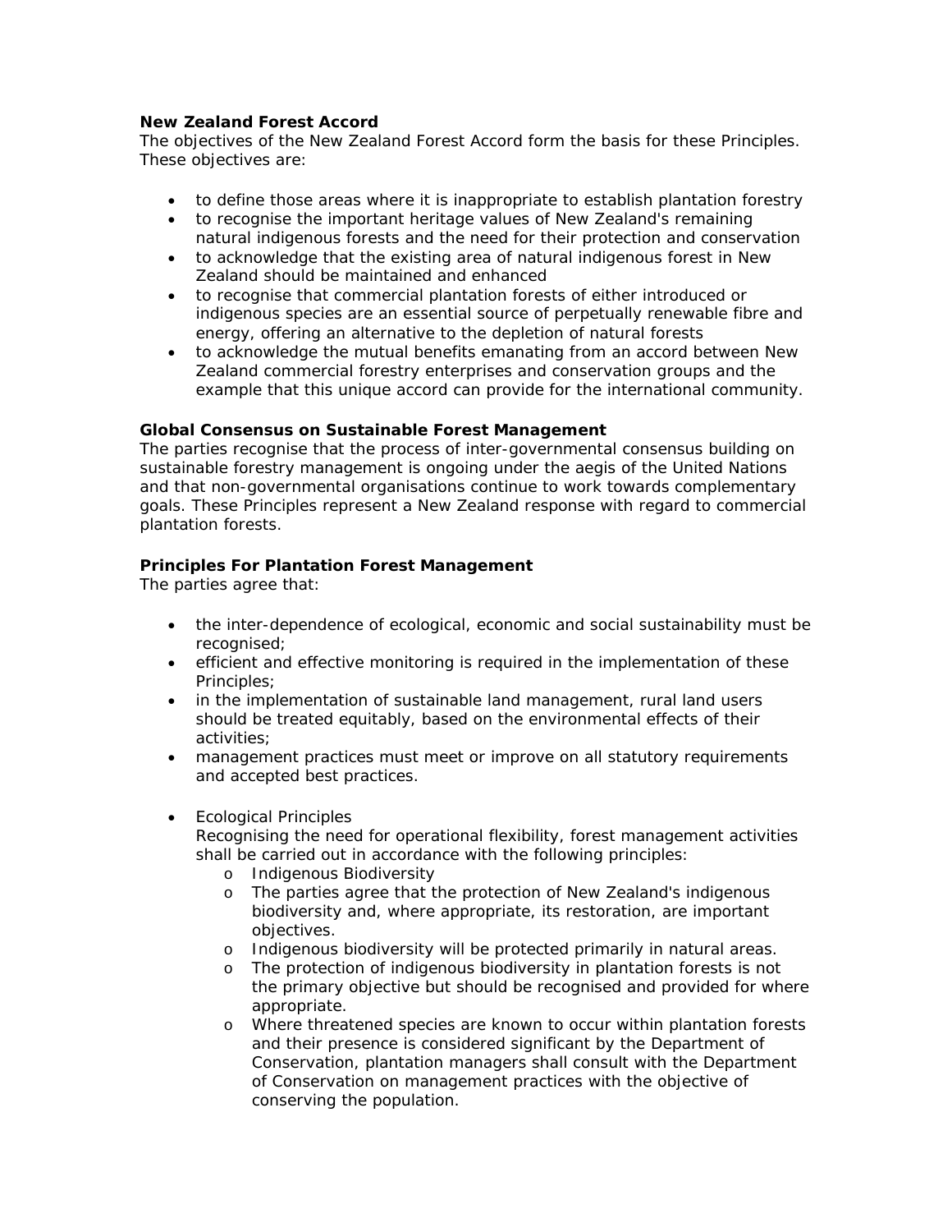**New Zealand Forest Accord**

The objectives of the New Zealand Forest Accord form the basis for these Principles. These objectives are:

- to define those areas where it is inappropriate to establish plantation forestry
- to recognise the important heritage values of New Zealand's remaining natural indigenous forests and the need for their protection and conservation
- to acknowledge that the existing area of natural indigenous forest in New Zealand should be maintained and enhanced
- to recognise that commercial plantation forests of either introduced or indigenous species are an essential source of perpetually renewable fibre and energy, offering an alternative to the depletion of natural forests
- to acknowledge the mutual benefits emanating from an accord between New Zealand commercial forestry enterprises and conservation groups and the example that this unique accord can provide for the international community.

**Global Consensus on Sustainable Forest Management**

The parties recognise that the process of inter-governmental consensus building on sustainable forestry management is ongoing under the aegis of the United Nations and that non-governmental organisations continue to work towards complementary goals. These Principles represent a New Zealand response with regard to commercial plantation forests.

**Principles For Plantation Forest Management**

The parties agree that:

- the inter-dependence of ecological, economic and social sustainability must be recognised;
- efficient and effective monitoring is required in the implementation of these Principles;
- in the implementation of sustainable land management, rural land users should be treated equitably, based on the environmental effects of their activities;
- management practices must meet or improve on all statutory requirements and accepted best practices.

- Ecological Principles
  Recognising the need for operational flexibility, forest management activities shall be carried out in accordance with the following principles:
    - Indigenous Biodiversity
    - The parties agree that the protection of New Zealand's indigenous biodiversity and, where appropriate, its restoration, are important objectives.
    - Indigenous biodiversity will be protected primarily in natural areas.
    - The protection of indigenous biodiversity in plantation forests is not the primary objective but should be recognised and provided for where appropriate.
    - Where threatened species are known to occur within plantation forests and their presence is considered significant by the Department of Conservation, plantation managers shall consult with the Department of Conservation on management practices with the objective of conserving the population.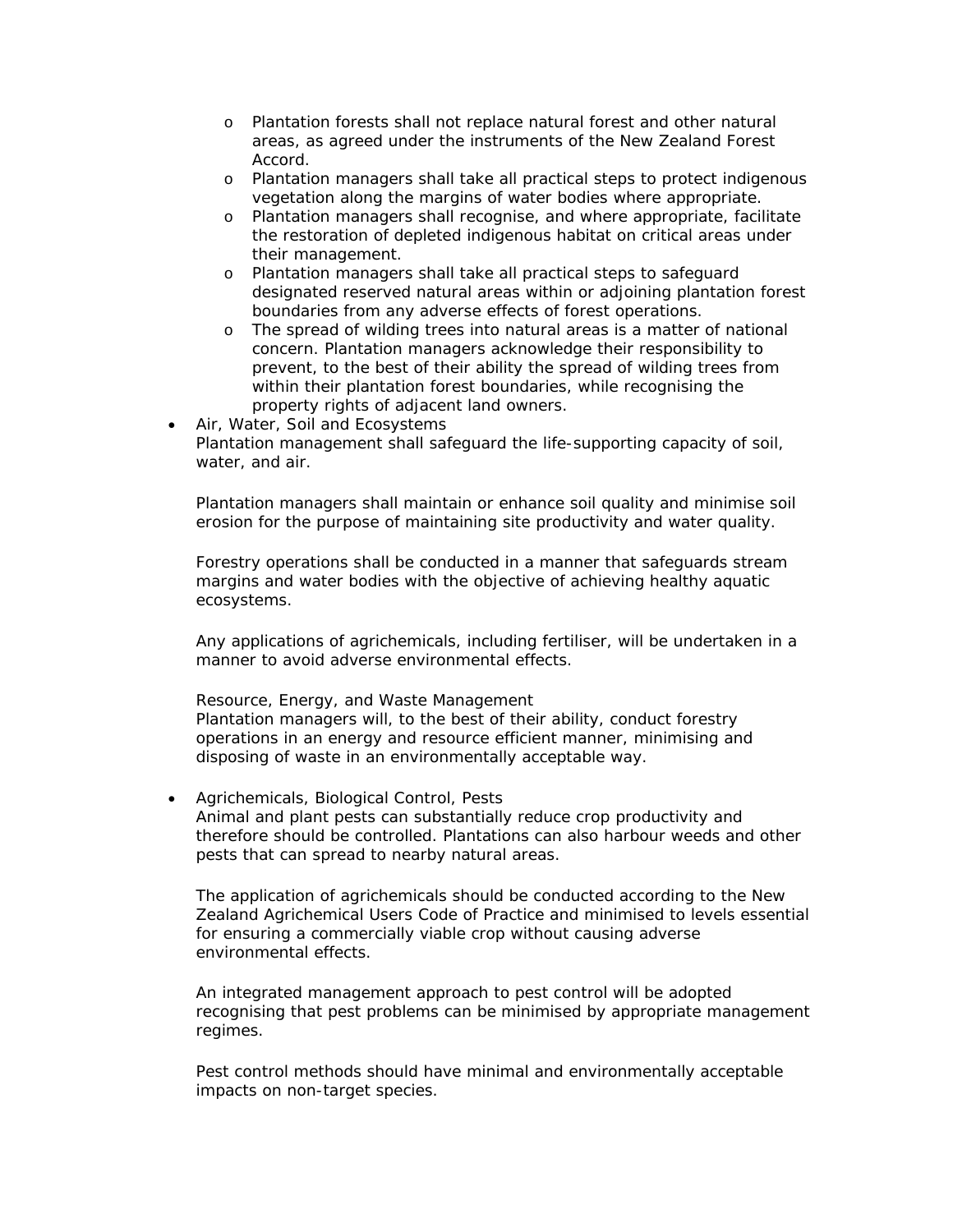- Plantation forests shall not replace natural forest and other natural areas, as agreed under the instruments of the New Zealand Forest Accord.
   - Plantation managers shall take all practical steps to protect indigenous vegetation along the margins of water bodies where appropriate.
   - Plantation managers shall recognise, and where appropriate, facilitate the restoration of depleted indigenous habitat on critical areas under their management.
   - Plantation managers shall take all practical steps to safeguard designated reserved natural areas within or adjoining plantation forest boundaries from any adverse effects of forest operations.
   - The spread of wilding trees into natural areas is a matter of national concern. Plantation managers acknowledge their responsibility to prevent, to the best of their ability the spread of wilding trees from within their plantation forest boundaries, while recognising the property rights of adjacent land owners.
- Air, Water, Soil and Ecosystems
  Plantation management shall safeguard the life-supporting capacity of soil, water, and air.

  Plantation managers shall maintain or enhance soil quality and minimise soil erosion for the purpose of maintaining site productivity and water quality.

  Forestry operations shall be conducted in a manner that safeguards stream margins and water bodies with the objective of achieving healthy aquatic ecosystems.

  Any applications of agrichemicals, including fertiliser, will be undertaken in a manner to avoid adverse environmental effects.

  Resource, Energy, and Waste Management
  Plantation managers will, to the best of their ability, conduct forestry operations in an energy and resource efficient manner, minimising and disposing of waste in an environmentally acceptable way.

- Agrichemicals, Biological Control, Pests
  Animal and plant pests can substantially reduce crop productivity and therefore should be controlled. Plantations can also harbour weeds and other pests that can spread to nearby natural areas.

  The application of agrichemicals should be conducted according to the New Zealand Agrichemical Users Code of Practice and minimised to levels essential for ensuring a commercially viable crop without causing adverse environmental effects.

  An integrated management approach to pest control will be adopted recognising that pest problems can be minimised by appropriate management regimes.

  Pest control methods should have minimal and environmentally acceptable impacts on non-target species.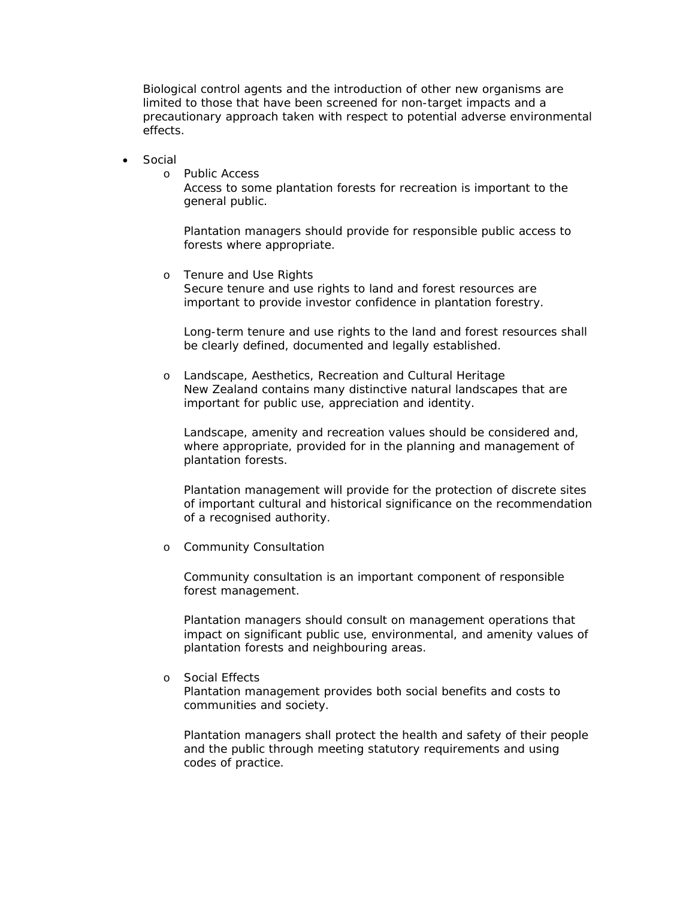Biological control agents and the introduction of other new organisms are limited to those that have been screened for non-target impacts and a precautionary approach taken with respect to potential adverse environmental effects.

- Social
  - Public Access

    Access to some plantation forests for recreation is important to the general public.

    Plantation managers should provide for responsible public access to forests where appropriate.

  - Tenure and Use Rights

    Secure tenure and use rights to land and forest resources are important to provide investor confidence in plantation forestry.

    Long-term tenure and use rights to the land and forest resources shall be clearly defined, documented and legally established.

  - Landscape, Aesthetics, Recreation and Cultural Heritage

    New Zealand contains many distinctive natural landscapes that are important for public use, appreciation and identity.

    Landscape, amenity and recreation values should be considered and, where appropriate, provided for in the planning and management of plantation forests.

    Plantation management will provide for the protection of discrete sites of important cultural and historical significance on the recommendation of a recognised authority.

  - Community Consultation

    Community consultation is an important component of responsible forest management.

    Plantation managers should consult on management operations that impact on significant public use, environmental, and amenity values of plantation forests and neighbouring areas.

  - Social Effects

    Plantation management provides both social benefits and costs to communities and society.

    Plantation managers shall protect the health and safety of their people and the public through meeting statutory requirements and using codes of practice.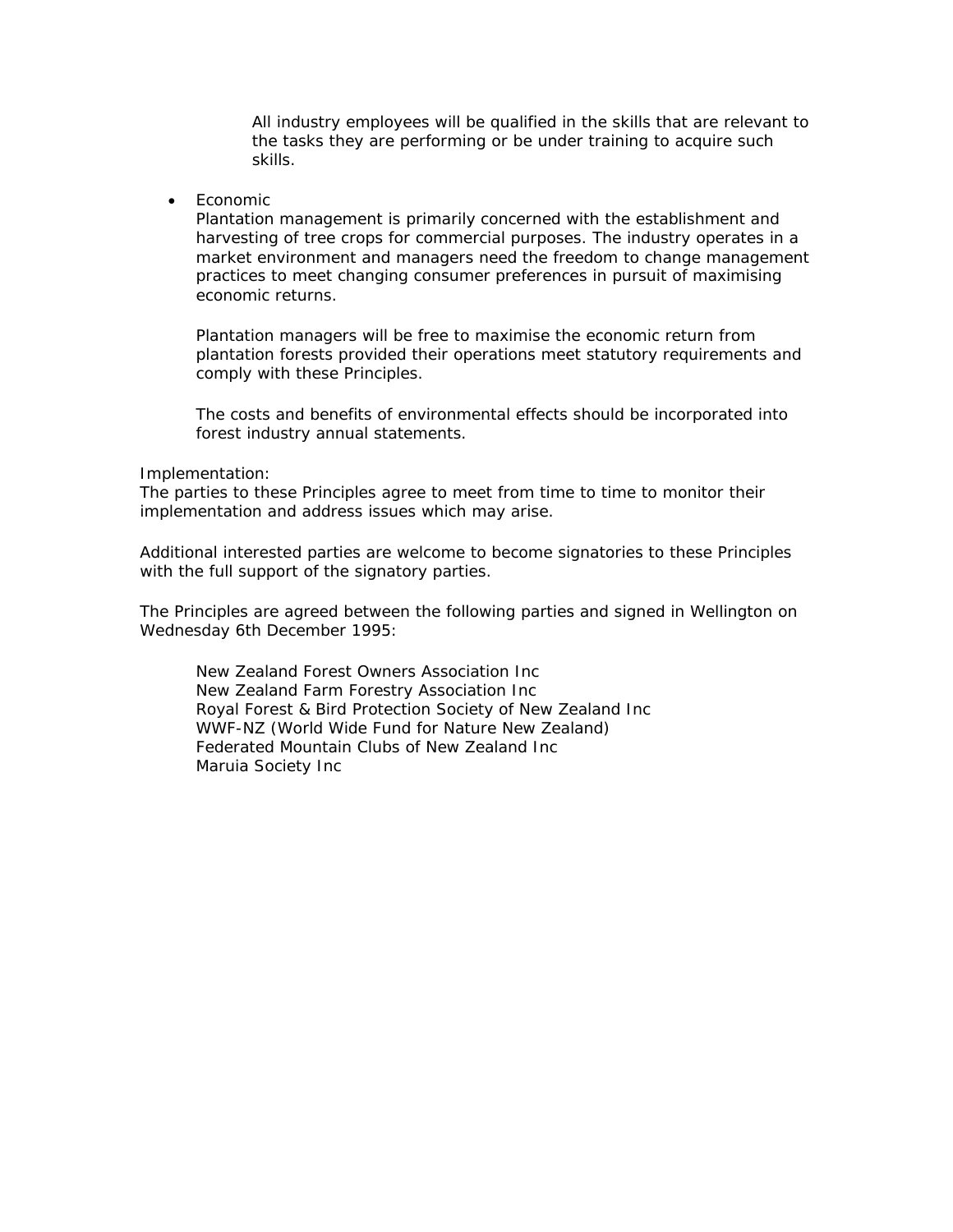All industry employees will be qualified in the skills that are relevant to the tasks they are performing or be under training to acquire such skills.

- Economic

  Plantation management is primarily concerned with the establishment and harvesting of tree crops for commercial purposes. The industry operates in a market environment and managers need the freedom to change management practices to meet changing consumer preferences in pursuit of maximising economic returns.

  Plantation managers will be free to maximise the economic return from plantation forests provided their operations meet statutory requirements and comply with these Principles.

  The costs and benefits of environmental effects should be incorporated into forest industry annual statements.

Implementation:

The parties to these Principles agree to meet from time to time to monitor their implementation and address issues which may arise.

Additional interested parties are welcome to become signatories to these Principles with the full support of the signatory parties.

The Principles are agreed between the following parties and signed in Wellington on Wednesday 6th December 1995:

New Zealand Forest Owners Association Inc
New Zealand Farm Forestry Association Inc
Royal Forest & Bird Protection Society of New Zealand Inc
WWF-NZ (World Wide Fund for Nature New Zealand)
Federated Mountain Clubs of New Zealand Inc
Maruia Society Inc